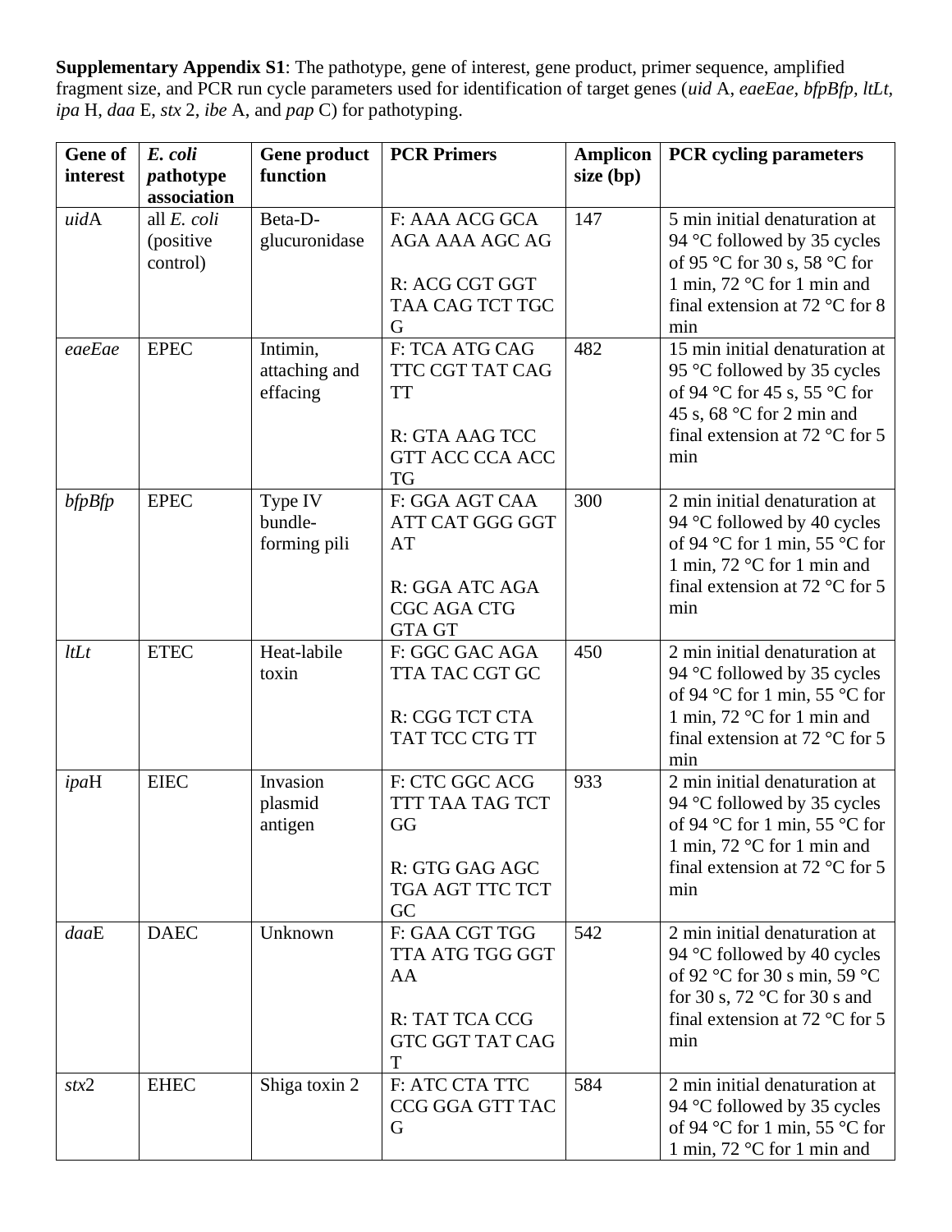**Supplementary Appendix S1**: The pathotype, gene of interest, gene product, primer sequence, amplified fragment size, and PCR run cycle parameters used for identification of target genes (*uid* A, *eaeEae*, *bfpBfp*, *ltLt*, *ipa* H, *daa* E, *stx* 2, *ibe* A, and *pap* C) for pathotyping.

| Gene of interest | *E. coli* *p*athotype association | Gene product function | PCR Primers | Amplicon size (bp) | PCR cycling parameters |
|---|---|---|---|---|---|
| *uid*A | all *E. coli* (positive control) | Beta-D-glucuronidase | F: AAA ACG GCA AGA AAA AGC AG<br><br>R: ACG CGT GGT TAA CAG TCT TGC G | 147 | 5 min initial denaturation at 94 °C followed by 35 cycles of 95 °C for 30 s, 58 °C for 1 min, 72 °C for 1 min and final extension at 72 °C for 8 min |
| *eaeEae* | EPEC | Intimin, attaching and effacing | F: TCA ATG CAG TTC CGT TAT CAG TT<br><br>R: GTA AAG TCC GTT ACC CCA ACC TG | 482 | 15 min initial denaturation at 95 °C followed by 35 cycles of 94 °C for 45 s, 55 °C for 45 s, 68 °C for 2 min and final extension at 72 °C for 5 min |
| *bfpBfp* | EPEC | Type IV bundle-forming pili | F: GGA AGT CAA ATT CAT GGG GGT AT<br><br>R: GGA ATC AGA CGC AGA CTG GTA GT | 300 | 2 min initial denaturation at 94 °C followed by 40 cycles of 94 °C for 1 min, 55 °C for 1 min, 72 °C for 1 min and final extension at 72 °C for 5 min |
| *ltLt* | ETEC | Heat-labile toxin | F: GGC GAC AGA TTA TAC CGT GC<br><br>R: CGG TCT CTA TAT TCC CTG TT | 450 | 2 min initial denaturation at 94 °C followed by 35 cycles of 94 °C for 1 min, 55 °C for 1 min, 72 °C for 1 min and final extension at 72 °C for 5 min |
| *ipa*H | EIEC | Invasion plasmid antigen | F: CTC GGC ACG TTT TAA TAG TCT GG<br><br>R: GTG GAG AGC TGA AGT TTC TCT GC | 933 | 2 min initial denaturation at 94 °C followed by 35 cycles of 94 °C for 1 min, 55 °C for 1 min, 72 °C for 1 min and final extension at 72 °C for 5 min |
| *daa*E | DAEC | Unknown | F: GAA CGT TGG TTA ATG TGG GGT AA<br><br>R: TAT TCA CCG GTC GGT TAT CAG T | 542 | 2 min initial denaturation at 94 °C followed by 40 cycles of 92 °C for 30 s min, 59 °C for 30 s, 72 °C for 30 s and final extension at 72 °C for 5 min |
| *stx*2 | EHEC | Shiga toxin 2 | F: ATC CTA TTC CCG GGA GTT TAC G | 584 | 2 min initial denaturation at 94 °C followed by 35 cycles of 94 °C for 1 min, 55 °C for 1 min, 72 °C for 1 min and |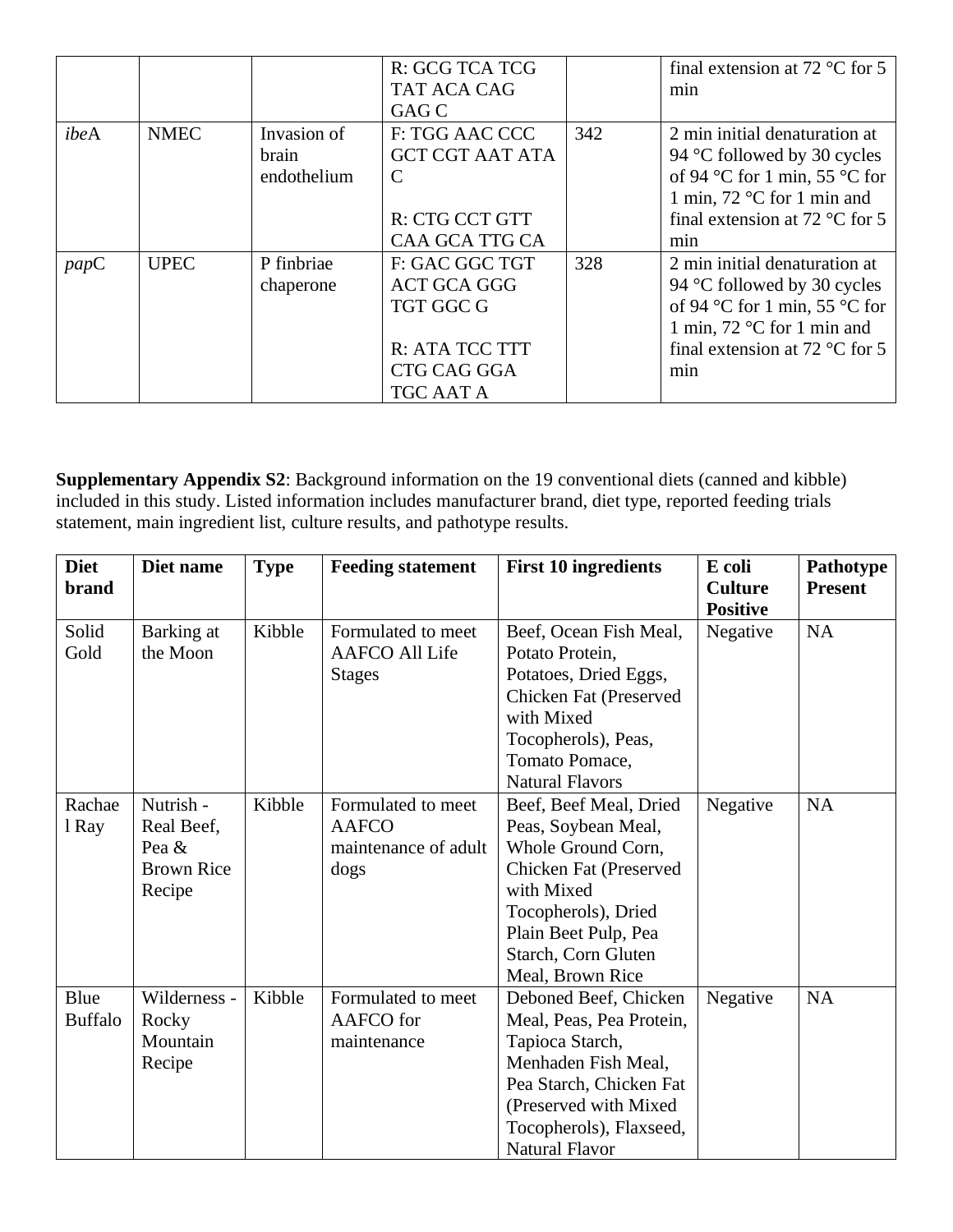| | | | R: GCG TCA TCG TAT ACA CAG GAG C | | final extension at 72 °C for 5 min |
|---|---|---|---|---|---|
| *ibe*A | NMEC | Invasion of brain endothelium | F: TGG AAC CCC GCT CGT AAT ATA C<br><br>R: CTG CCT GTT CAA GCA TTG CA | 342 | 2 min initial denaturation at 94 °C followed by 30 cycles of 94 °C for 1 min, 55 °C for 1 min, 72 °C for 1 min and final extension at 72 °C for 5 min |
| *pap*C | UPEC | P finbriae chaperone | F: GAC GGC TGT ACT GCA GGG TGT GGC G<br><br>R: ATA TCC TTT CTG CAG GGA TGC AAT A | 328 | 2 min initial denaturation at 94 °C followed by 30 cycles of 94 °C for 1 min, 55 °C for 1 min, 72 °C for 1 min and final extension at 72 °C for 5 min |

**Supplementary Appendix S2**: Background information on the 19 conventional diets (canned and kibble) included in this study. Listed information includes manufacturer brand, diet type, reported feeding trials statement, main ingredient list, culture results, and pathotype results.

| Diet brand | Diet name | Type | Feeding statement | First 10 ingredients | E coli Culture Positive | Pathotype Present |
|---|---|---|---|---|---|---|
| Solid Gold | Barking at the Moon | Kibble | Formulated to meet AAFCO All Life Stages | Beef, Ocean Fish Meal, Potato Protein, Potatoes, Dried Eggs, Chicken Fat (Preserved with Mixed Tocopherols), Peas, Tomato Pomace, Natural Flavors | Negative | NA |
| Rachael Ray | Nutrish - Real Beef, Pea & Brown Rice Recipe | Kibble | Formulated to meet AAFCO maintenance of adult dogs | Beef, Beef Meal, Dried Peas, Soybean Meal, Whole Ground Corn, Chicken Fat (Preserved with Mixed Tocopherols), Dried Plain Beet Pulp, Pea Starch, Corn Gluten Meal, Brown Rice | Negative | NA |
| Blue Buffalo | Wilderness - Rocky Mountain Recipe | Kibble | Formulated to meet AAFCO for maintenance | Deboned Beef, Chicken Meal, Peas, Pea Protein, Tapioca Starch, Menhaden Fish Meal, Pea Starch, Chicken Fat (Preserved with Mixed Tocopherols), Flaxseed, Natural Flavor | Negative | NA |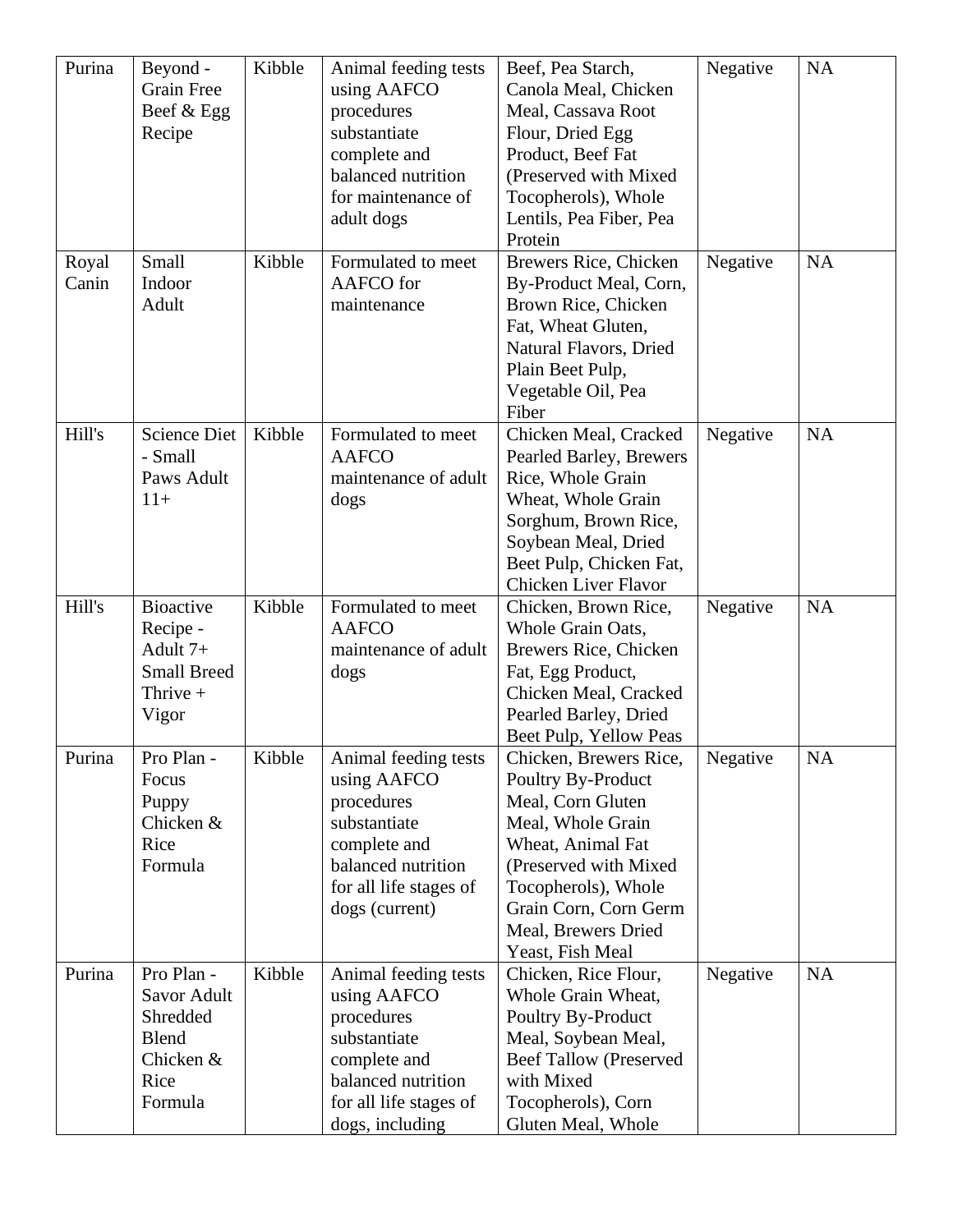| Purina | Beyond - Grain Free Beef & Egg Recipe | Kibble | Animal feeding tests using AAFCO procedures substantiate complete and balanced nutrition for maintenance of adult dogs | Beef, Pea Starch, Canola Meal, Chicken Meal, Cassava Root Flour, Dried Egg Product, Beef Fat (Preserved with Mixed Tocopherols), Whole Lentils, Pea Fiber, Pea Protein | Negative | NA |
|---|---|---|---|---|---|---|
| Royal Canin | Small Indoor Adult | Kibble | Formulated to meet AAFCO for maintenance | Brewers Rice, Chicken By-Product Meal, Corn, Brown Rice, Chicken Fat, Wheat Gluten, Natural Flavors, Dried Plain Beet Pulp, Vegetable Oil, Pea Fiber | Negative | NA |
| Hill's | Science Diet - Small Paws Adult 11+ | Kibble | Formulated to meet AAFCO maintenance of adult dogs | Chicken Meal, Cracked Pearled Barley, Brewers Rice, Whole Grain Wheat, Whole Grain Sorghum, Brown Rice, Soybean Meal, Dried Beet Pulp, Chicken Fat, Chicken Liver Flavor | Negative | NA |
| Hill's | Bioactive Recipe - Adult 7+ Small Breed Thrive + Vigor | Kibble | Formulated to meet AAFCO maintenance of adult dogs | Chicken, Brown Rice, Whole Grain Oats, Brewers Rice, Chicken Fat, Egg Product, Chicken Meal, Cracked Pearled Barley, Dried Beet Pulp, Yellow Peas | Negative | NA |
| Purina | Pro Plan - Focus Puppy Chicken & Rice Formula | Kibble | Animal feeding tests using AAFCO procedures substantiate complete and balanced nutrition for all life stages of dogs (current) | Chicken, Brewers Rice, Poultry By-Product Meal, Corn Gluten Meal, Whole Grain Wheat, Animal Fat (Preserved with Mixed Tocopherols), Whole Grain Corn, Corn Germ Meal, Brewers Dried Yeast, Fish Meal | Negative | NA |
| Purina | Pro Plan - Savor Adult Shredded Blend Chicken & Rice Formula | Kibble | Animal feeding tests using AAFCO procedures substantiate complete and balanced nutrition for all life stages of dogs, including | Chicken, Rice Flour, Whole Grain Wheat, Poultry By-Product Meal, Soybean Meal, Beef Tallow (Preserved with Mixed Tocopherols), Corn Gluten Meal, Whole | Negative | NA |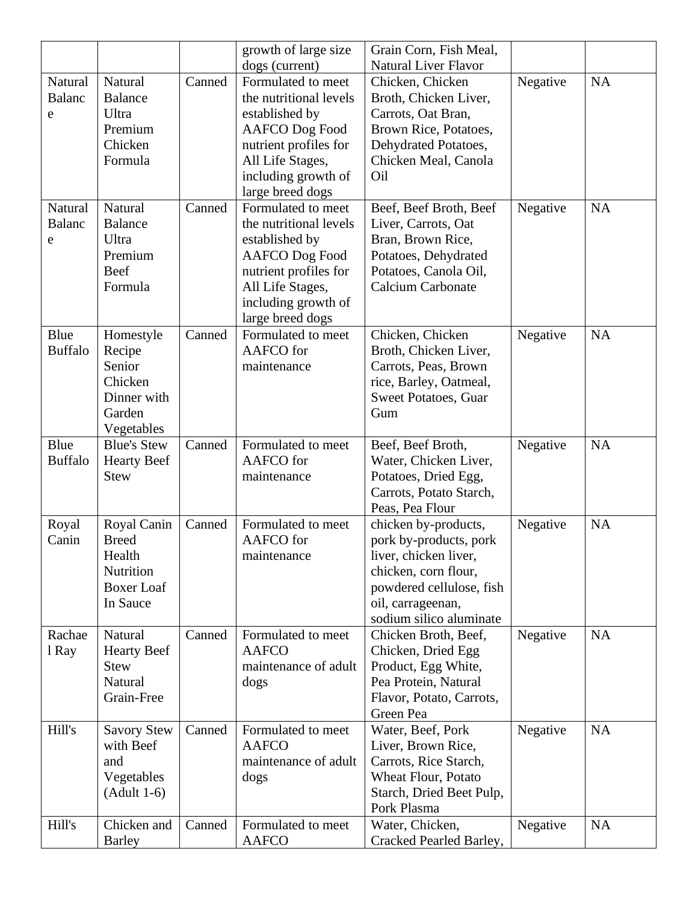| | | | | | | |
|---|---|---|---|---|---|---|
| | | | growth of large size dogs (current) | Grain Corn, Fish Meal, Natural Liver Flavor | | |
| Natural Balance | Natural Balance Ultra Premium Chicken Formula | Canned | Formulated to meet the nutritional levels established by AAFCO Dog Food nutrient profiles for All Life Stages, including growth of large breed dogs | Chicken, Chicken Broth, Chicken Liver, Carrots, Oat Bran, Brown Rice, Potatoes, Dehydrated Potatoes, Chicken Meal, Canola Oil | Negative | NA |
| Natural Balance | Natural Balance Ultra Premium Beef Formula | Canned | Formulated to meet the nutritional levels established by AAFCO Dog Food nutrient profiles for All Life Stages, including growth of large breed dogs | Beef, Beef Broth, Beef Liver, Carrots, Oat Bran, Brown Rice, Potatoes, Dehydrated Potatoes, Canola Oil, Calcium Carbonate | Negative | NA |
| Blue Buffalo | Homestyle Recipe Senior Chicken Dinner with Garden Vegetables | Canned | Formulated to meet AAFCO for maintenance | Chicken, Chicken Broth, Chicken Liver, Carrots, Peas, Brown rice, Barley, Oatmeal, Sweet Potatoes, Guar Gum | Negative | NA |
| Blue Buffalo | Blue's Stew Hearty Beef Stew | Canned | Formulated to meet AAFCO for maintenance | Beef, Beef Broth, Water, Chicken Liver, Potatoes, Dried Egg, Carrots, Potato Starch, Peas, Pea Flour | Negative | NA |
| Royal Canin | Royal Canin Breed Health Nutrition Boxer Loaf In Sauce | Canned | Formulated to meet AAFCO for maintenance | chicken by-products, pork by-products, pork liver, chicken liver, chicken, corn flour, powdered cellulose, fish oil, carrageenan, sodium silico aluminate | Negative | NA |
| Rachael Ray | Natural Hearty Beef Stew Natural Grain-Free | Canned | Formulated to meet AAFCO maintenance of adult dogs | Chicken Broth, Beef, Chicken, Dried Egg Product, Egg White, Pea Protein, Natural Flavor, Potato, Carrots, Green Pea | Negative | NA |
| Hill's | Savory Stew with Beef and Vegetables (Adult 1-6) | Canned | Formulated to meet AAFCO maintenance of adult dogs | Water, Beef, Pork Liver, Brown Rice, Carrots, Rice Starch, Wheat Flour, Potato Starch, Dried Beet Pulp, Pork Plasma | Negative | NA |
| Hill's | Chicken and Barley | Canned | Formulated to meet AAFCO | Water, Chicken, Cracked Pearled Barley, | Negative | NA |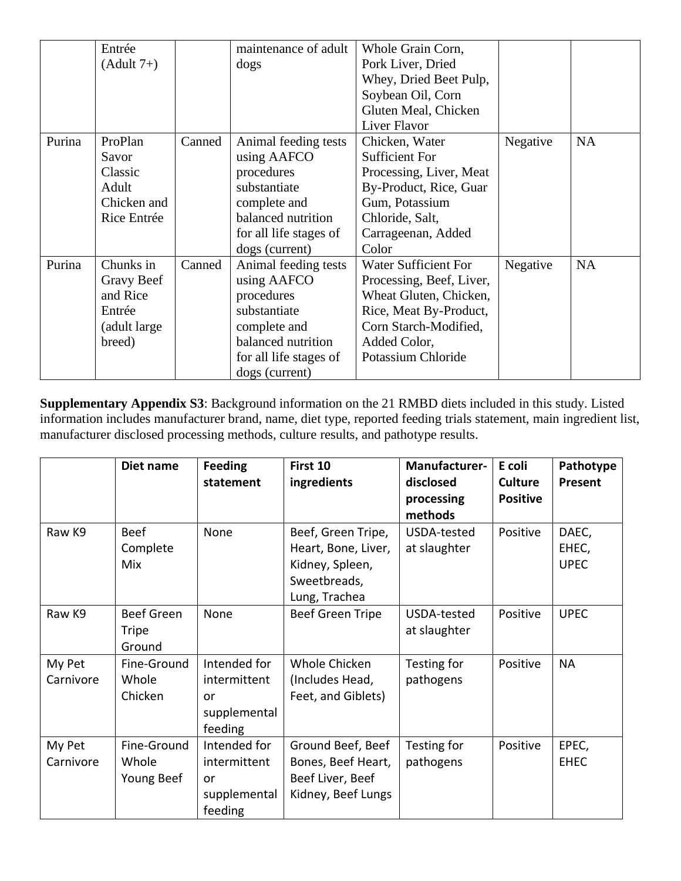|  | Entrée (Adult 7+) |  | maintenance of adult dogs | Whole Grain Corn, Pork Liver, Dried Whey, Dried Beet Pulp, Soybean Oil, Corn Gluten Meal, Chicken Liver Flavor |  |  |
|---|---|---|---|---|---|---|
| Purina | ProPlan Savor Classic Adult Chicken and Rice Entrée | Canned | Animal feeding tests using AAFCO procedures substantiate complete and balanced nutrition for all life stages of dogs (current) | Chicken, Water Sufficient For Processing, Liver, Meat By-Product, Rice, Guar Gum, Potassium Chloride, Salt, Carrageenan, Added Color | Negative | NA |
| Purina | Chunks in Gravy Beef and Rice Entrée (adult large breed) | Canned | Animal feeding tests using AAFCO procedures substantiate complete and balanced nutrition for all life stages of dogs (current) | Water Sufficient For Processing, Beef, Liver, Wheat Gluten, Chicken, Rice, Meat By-Product, Corn Starch-Modified, Added Color, Potassium Chloride | Negative | NA |

**Supplementary Appendix S3**: Background information on the 21 RMBD diets included in this study. Listed information includes manufacturer brand, name, diet type, reported feeding trials statement, main ingredient list, manufacturer disclosed processing methods, culture results, and pathotype results.

|  | Diet name | Feeding statement | First 10 ingredients | Manufacturer-disclosed processing methods | E coli Culture Positive | Pathotype Present |
|---|---|---|---|---|---|---|
| Raw K9 | Beef Complete Mix | None | Beef, Green Tripe, Heart, Bone, Liver, Kidney, Spleen, Sweetbreads, Lung, Trachea | USDA-tested at slaughter | Positive | DAEC, EHEC, UPEC |
| Raw K9 | Beef Green Tripe Ground | None | Beef Green Tripe | USDA-tested at slaughter | Positive | UPEC |
| My Pet Carnivore | Fine-Ground Whole Chicken | Intended for intermittent or supplemental feeding | Whole Chicken (Includes Head, Feet, and Giblets) | Testing for pathogens | Positive | NA |
| My Pet Carnivore | Fine-Ground Whole Young Beef | Intended for intermittent or supplemental feeding | Ground Beef, Beef Bones, Beef Heart, Beef Liver, Beef Kidney, Beef Lungs | Testing for pathogens | Positive | EPEC, EHEC |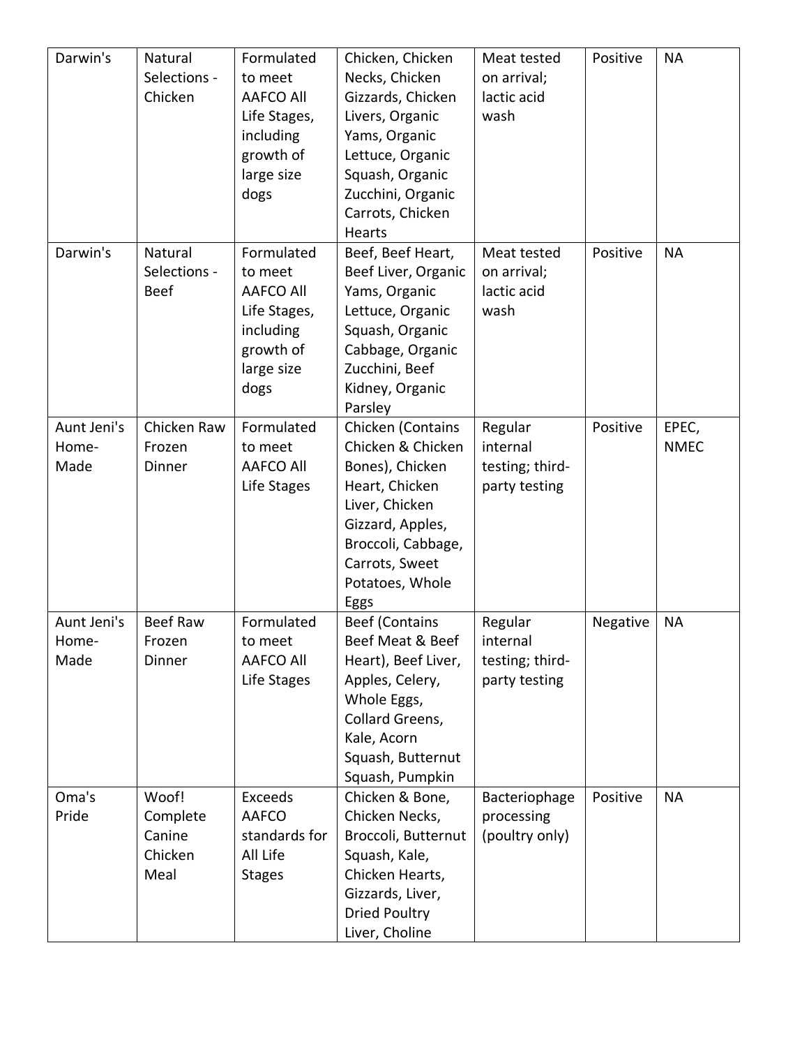| Darwin's | Natural Selections - Chicken | Formulated to meet AAFCO All Life Stages, including growth of large size dogs | Chicken, Chicken Necks, Chicken Gizzards, Chicken Livers, Organic Yams, Organic Lettuce, Organic Squash, Organic Zucchini, Organic Carrots, Chicken Hearts | Meat tested on arrival; lactic acid wash | Positive | NA |
|---|---|---|---|---|---|---|
| Darwin's | Natural Selections - Beef | Formulated to meet AAFCO All Life Stages, including growth of large size dogs | Beef, Beef Heart, Beef Liver, Organic Yams, Organic Lettuce, Organic Squash, Organic Cabbage, Organic Zucchini, Beef Kidney, Organic Parsley | Meat tested on arrival; lactic acid wash | Positive | NA |
| Aunt Jeni's Home-Made | Chicken Raw Frozen Dinner | Formulated to meet AAFCO All Life Stages | Chicken (Contains Chicken & Chicken Bones), Chicken Heart, Chicken Liver, Chicken Gizzard, Apples, Broccoli, Cabbage, Carrots, Sweet Potatoes, Whole Eggs | Regular internal testing; third-party testing | Positive | EPEC, NMEC |
| Aunt Jeni's Home-Made | Beef Raw Frozen Dinner | Formulated to meet AAFCO All Life Stages | Beef (Contains Beef Meat & Beef Heart), Beef Liver, Apples, Celery, Whole Eggs, Collard Greens, Kale, Acorn Squash, Butternut Squash, Pumpkin | Regular internal testing; third-party testing | Negative | NA |
| Oma's Pride | Woof! Complete Canine Chicken Meal | Exceeds AAFCO standards for All Life Stages | Chicken & Bone, Chicken Necks, Broccoli, Butternut Squash, Kale, Chicken Hearts, Gizzards, Liver, Dried Poultry Liver, Choline | Bacteriophage processing (poultry only) | Positive | NA |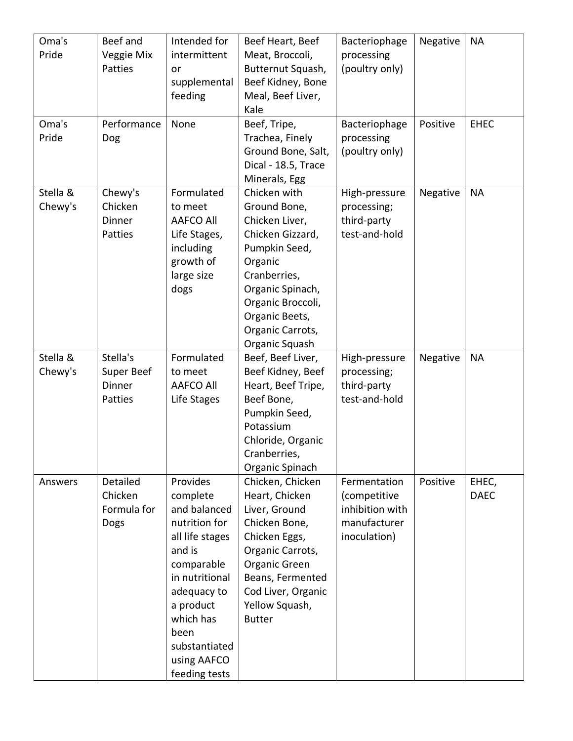| | | | | | | |
|---|---|---|---|---|---|---|
| Oma's Pride | Beef and Veggie Mix Patties | Intended for intermittent or supplemental feeding | Beef Heart, Beef Meat, Broccoli, Butternut Squash, Beef Kidney, Bone Meal, Beef Liver, Kale | Bacteriophage processing (poultry only) | Negative | NA |
| Oma's Pride | Performance Dog | None | Beef, Tripe, Trachea, Finely Ground Bone, Salt, Dical - 18.5, Trace Minerals, Egg | Bacteriophage processing (poultry only) | Positive | EHEC |
| Stella & Chewy's | Chewy's Chicken Dinner Patties | Formulated to meet AAFCO All Life Stages, including growth of large size dogs | Chicken with Ground Bone, Chicken Liver, Chicken Gizzard, Pumpkin Seed, Organic Cranberries, Organic Spinach, Organic Broccoli, Organic Beets, Organic Carrots, Organic Squash | High-pressure processing; third-party test-and-hold | Negative | NA |
| Stella & Chewy's | Stella's Super Beef Dinner Patties | Formulated to meet AAFCO All Life Stages | Beef, Beef Liver, Beef Kidney, Beef Heart, Beef Tripe, Beef Bone, Pumpkin Seed, Potassium Chloride, Organic Cranberries, Organic Spinach | High-pressure processing; third-party test-and-hold | Negative | NA |
| Answers | Detailed Chicken Formula for Dogs | Provides complete and balanced nutrition for all life stages and is comparable in nutritional adequacy to a product which has been substantiated using AAFCO feeding tests | Chicken, Chicken Heart, Chicken Liver, Ground Chicken Bone, Chicken Eggs, Organic Carrots, Organic Green Beans, Fermented Cod Liver, Organic Yellow Squash, Butter | Fermentation (competitive inhibition with manufacturer inoculation) | Positive | EHEC, DAEC |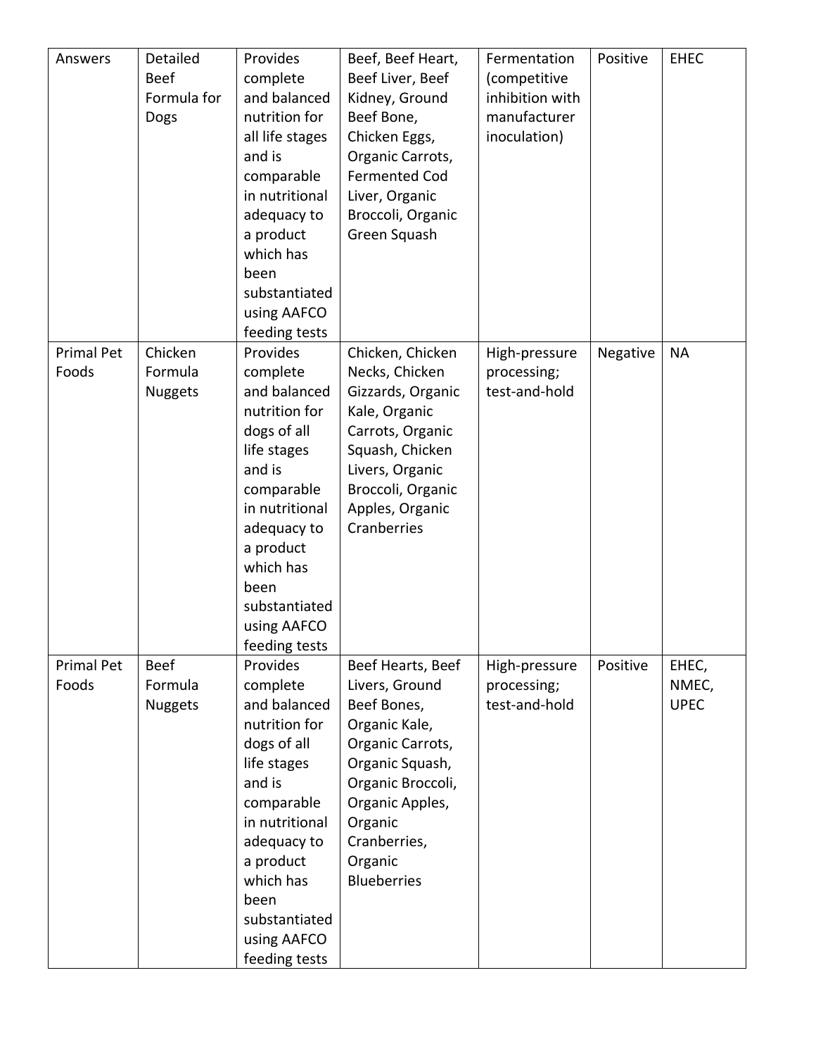| Answers | Detailed Beef Formula for Dogs | Provides complete and balanced nutrition for all life stages and is comparable in nutritional adequacy to a product which has been substantiated using AAFCO feeding tests | Beef, Beef Heart, Beef Liver, Beef Kidney, Ground Beef Bone, Chicken Eggs, Organic Carrots, Fermented Cod Liver, Organic Broccoli, Organic Green Squash | Fermentation (competitive inhibition with manufacturer inoculation) | Positive | EHEC |
|---|---|---|---|---|---|---|
| Primal Pet Foods | Chicken Formula Nuggets | Provides complete and balanced nutrition for dogs of all life stages and is comparable in nutritional adequacy to a product which has been substantiated using AAFCO feeding tests | Chicken, Chicken Necks, Chicken Gizzards, Organic Kale, Organic Carrots, Organic Squash, Chicken Livers, Organic Broccoli, Organic Apples, Organic Cranberries | High-pressure processing; test-and-hold | Negative | NA |
| Primal Pet Foods | Beef Formula Nuggets | Provides complete and balanced nutrition for dogs of all life stages and is comparable in nutritional adequacy to a product which has been substantiated using AAFCO feeding tests | Beef Hearts, Beef Livers, Ground Beef Bones, Organic Kale, Organic Carrots, Organic Squash, Organic Broccoli, Organic Apples, Organic Cranberries, Organic Blueberries | High-pressure processing; test-and-hold | Positive | EHEC, NMEC, UPEC |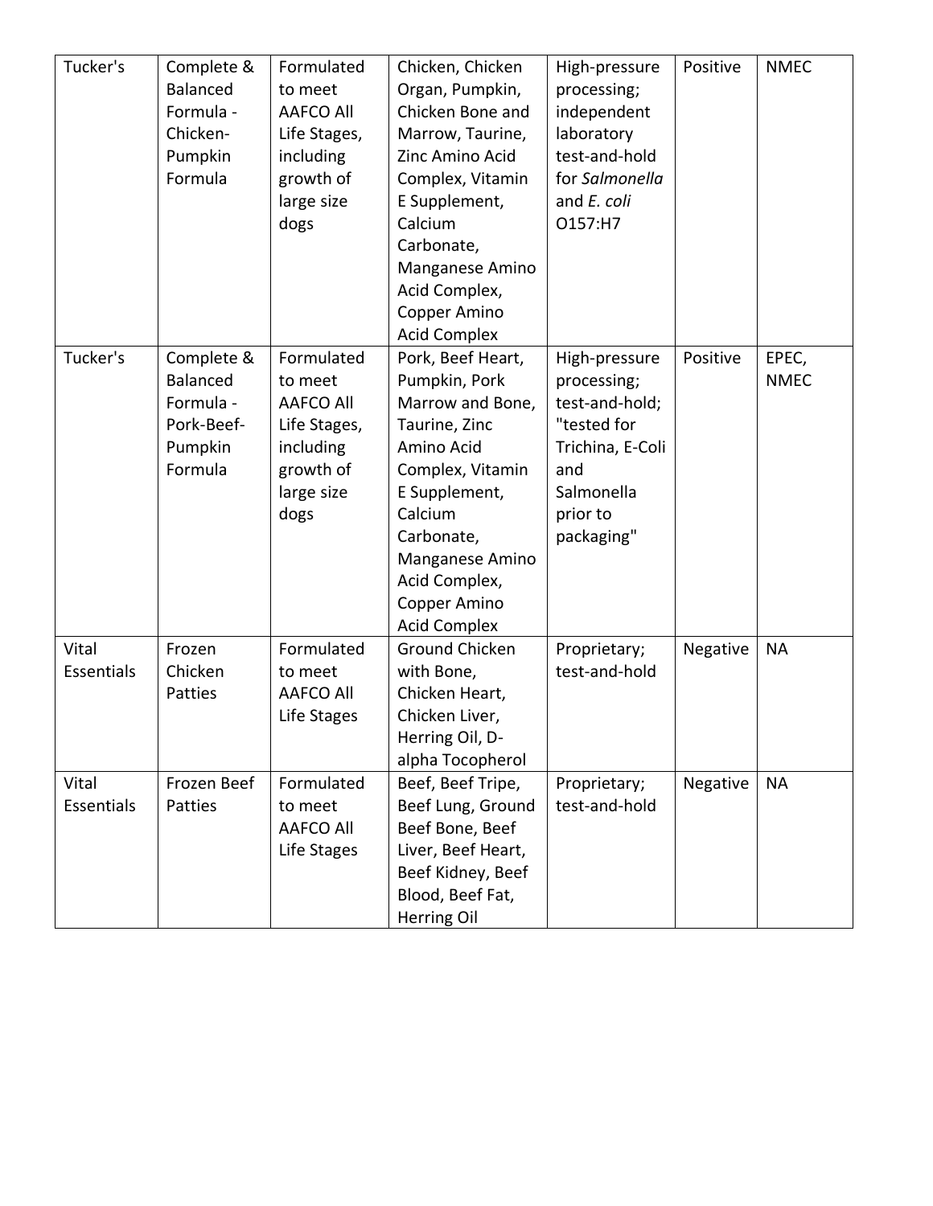| | | | | | | |
|---|---|---|---|---|---|---|
| Tucker's | Complete & Balanced Formula - Chicken-Pumpkin Formula | Formulated to meet AAFCO All Life Stages, including growth of large size dogs | Chicken, Chicken Organ, Pumpkin, Chicken Bone and Marrow, Taurine, Zinc Amino Acid Complex, Vitamin E Supplement, Calcium Carbonate, Manganese Amino Acid Complex, Copper Amino Acid Complex | High-pressure processing; independent laboratory test-and-hold for *Salmonella* and *E. coli* O157:H7 | Positive | NMEC |
| Tucker's | Complete & Balanced Formula - Pork-Beef-Pumpkin Formula | Formulated to meet AAFCO All Life Stages, including growth of large size dogs | Pork, Beef Heart, Pumpkin, Pork Marrow and Bone, Taurine, Zinc Amino Acid Complex, Vitamin E Supplement, Calcium Carbonate, Manganese Amino Acid Complex, Copper Amino Acid Complex | High-pressure processing; test-and-hold; "tested for Trichina, E-Coli and Salmonella prior to packaging" | Positive | EPEC, NMEC |
| Vital Essentials | Frozen Chicken Patties | Formulated to meet AAFCO All Life Stages | Ground Chicken with Bone, Chicken Heart, Chicken Liver, Herring Oil, D-alpha Tocopherol | Proprietary; test-and-hold | Negative | NA |
| Vital Essentials | Frozen Beef Patties | Formulated to meet AAFCO All Life Stages | Beef, Beef Tripe, Beef Lung, Ground Beef Bone, Beef Liver, Beef Heart, Beef Kidney, Beef Blood, Beef Fat, Herring Oil | Proprietary; test-and-hold | Negative | NA |